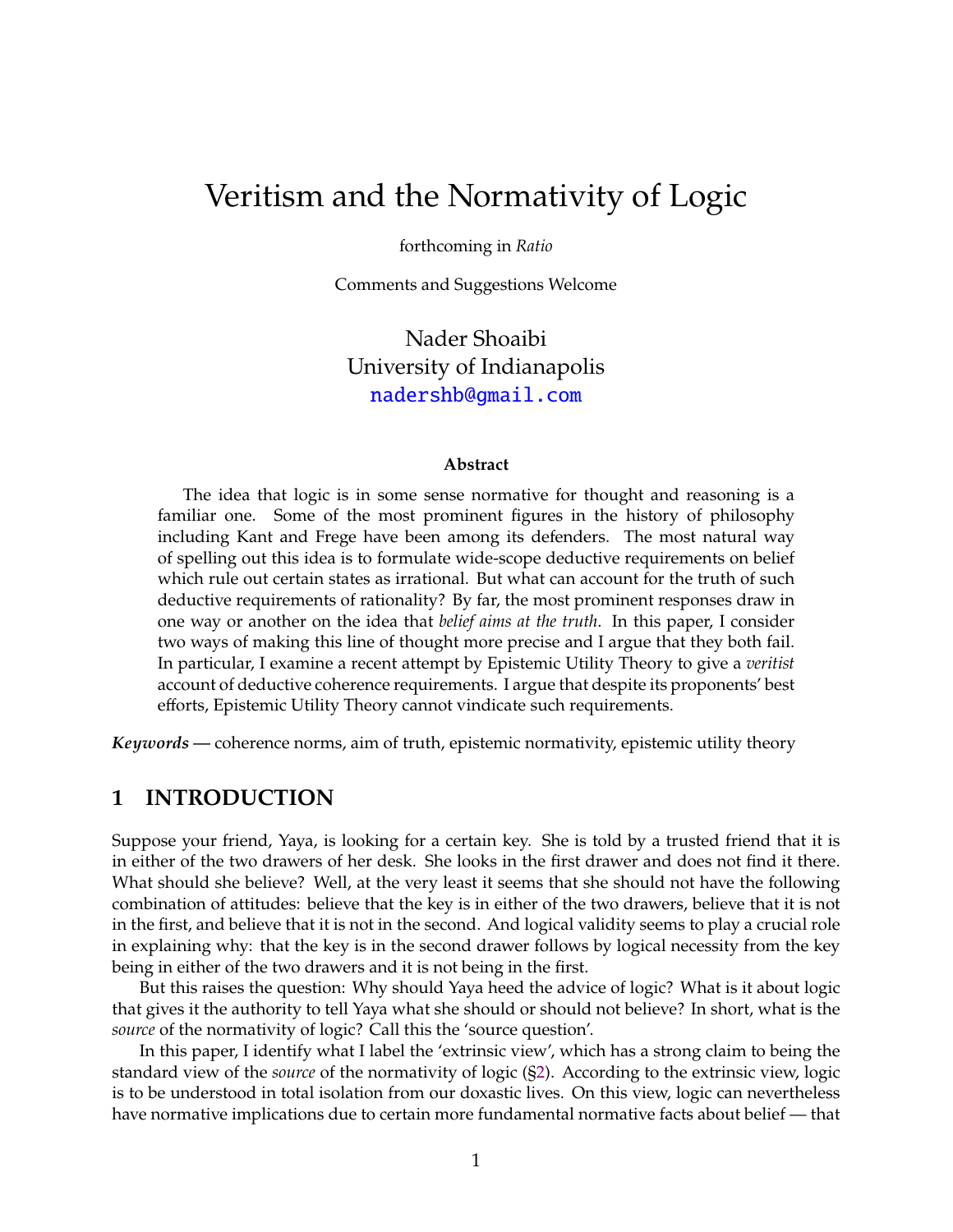# Veritism and the Normativity of Logic

forthcoming in *Ratio*

Comments and Suggestions Welcome

Nader Shoaibi
University of Indianapolis
nadershb@gmail.com

### Abstract

The idea that logic is in some sense normative for thought and reasoning is a familiar one. Some of the most prominent figures in the history of philosophy including Kant and Frege have been among its defenders. The most natural way of spelling out this idea is to formulate wide-scope deductive requirements on belief which rule out certain states as irrational. But what can account for the truth of such deductive requirements of rationality? By far, the most prominent responses draw in one way or another on the idea that *belief aims at the truth*. In this paper, I consider two ways of making this line of thought more precise and I argue that they both fail. In particular, I examine a recent attempt by Epistemic Utility Theory to give a *veritist* account of deductive coherence requirements. I argue that despite its proponents' best efforts, Epistemic Utility Theory cannot vindicate such requirements.

***Keywords*** — coherence norms, aim of truth, epistemic normativity, epistemic utility theory

## 1 INTRODUCTION

Suppose your friend, Yaya, is looking for a certain key. She is told by a trusted friend that it is in either of the two drawers of her desk. She looks in the first drawer and does not find it there. What should she believe? Well, at the very least it seems that she should not have the following combination of attitudes: believe that the key is in either of the two drawers, believe that it is not in the first, and believe that it is not in the second. And logical validity seems to play a crucial role in explaining why: that the key is in the second drawer follows by logical necessity from the key being in either of the two drawers and it is not being in the first.

But this raises the question: Why should Yaya heed the advice of logic? What is it about logic that gives it the authority to tell Yaya what she should or should not believe? In short, what is the *source* of the normativity of logic? Call this the 'source question'.

In this paper, I identify what I label the 'extrinsic view', which has a strong claim to being the standard view of the *source* of the normativity of logic (§2). According to the extrinsic view, logic is to be understood in total isolation from our doxastic lives. On this view, logic can nevertheless have normative implications due to certain more fundamental normative facts about belief — that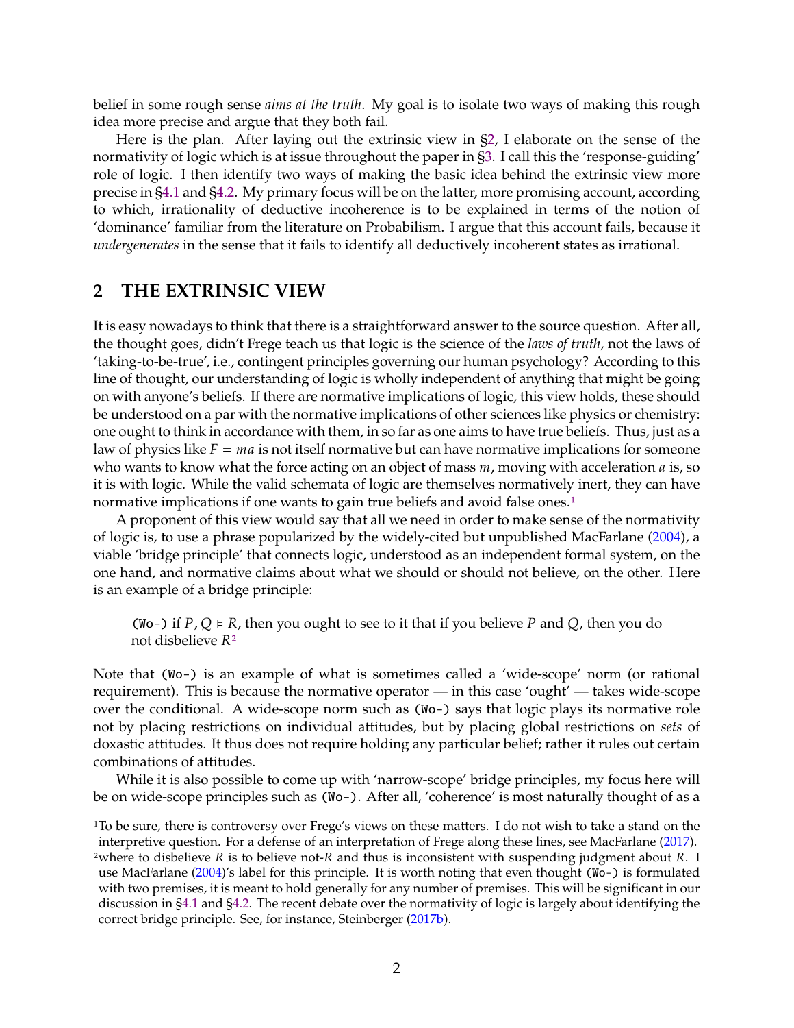belief in some rough sense *aims at the truth*. My goal is to isolate two ways of making this rough idea more precise and argue that they both fail.

Here is the plan. After laying out the extrinsic view in §2, I elaborate on the sense of the normativity of logic which is at issue throughout the paper in §3. I call this the 'response-guiding' role of logic. I then identify two ways of making the basic idea behind the extrinsic view more precise in §4.1 and §4.2. My primary focus will be on the latter, more promising account, according to which, irrationality of deductive incoherence is to be explained in terms of the notion of 'dominance' familiar from the literature on Probabilism. I argue that this account fails, because it *undergenerates* in the sense that it fails to identify all deductively incoherent states as irrational.

## 2 THE EXTRINSIC VIEW

It is easy nowadays to think that there is a straightforward answer to the source question. After all, the thought goes, didn't Frege teach us that logic is the science of the *laws of truth*, not the laws of 'taking-to-be-true', i.e., contingent principles governing our human psychology? According to this line of thought, our understanding of logic is wholly independent of anything that might be going on with anyone's beliefs. If there are normative implications of logic, this view holds, these should be understood on a par with the normative implications of other sciences like physics or chemistry: one ought to think in accordance with them, in so far as one aims to have true beliefs. Thus, just as a law of physics like $F = ma$ is not itself normative but can have normative implications for someone who wants to know what the force acting on an object of mass $m$, moving with acceleration $a$ is, so it is with logic. While the valid schemata of logic are themselves normatively inert, they can have normative implications if one wants to gain true beliefs and avoid false ones.[1]

A proponent of this view would say that all we need in order to make sense of the normativity of logic is, to use a phrase popularized by the widely-cited but unpublished MacFarlane (2004), a viable 'bridge principle' that connects logic, understood as an independent formal system, on the one hand, and normative claims about what we should or should not believe, on the other. Here is an example of a bridge principle:

> (Wo-) if $P, Q \vDash R$, then you ought to see to it that if you believe $P$ and $Q$, then you do not disbelieve $R$[2]

Note that (Wo-) is an example of what is sometimes called a 'wide-scope' norm (or rational requirement). This is because the normative operator — in this case 'ought' — takes wide-scope over the conditional. A wide-scope norm such as (Wo-) says that logic plays its normative role not by placing restrictions on individual attitudes, but by placing global restrictions on *sets* of doxastic attitudes. It thus does not require holding any particular belief; rather it rules out certain combinations of attitudes.

While it is also possible to come up with 'narrow-scope' bridge principles, my focus here will be on wide-scope principles such as (Wo-). After all, 'coherence' is most naturally thought of as a

[1] To be sure, there is controversy over Frege's views on these matters. I do not wish to take a stand on the interpretive question. For a defense of an interpretation of Frege along these lines, see MacFarlane (2017).

[2] where to disbelieve $R$ is to believe not-$R$ and thus is inconsistent with suspending judgment about $R$. I use MacFarlane (2004)'s label for this principle. It is worth noting that even thought (Wo-) is formulated with two premises, it is meant to hold generally for any number of premises. This will be significant in our discussion in §4.1 and §4.2. The recent debate over the normativity of logic is largely about identifying the correct bridge principle. See, for instance, Steinberger (2017b).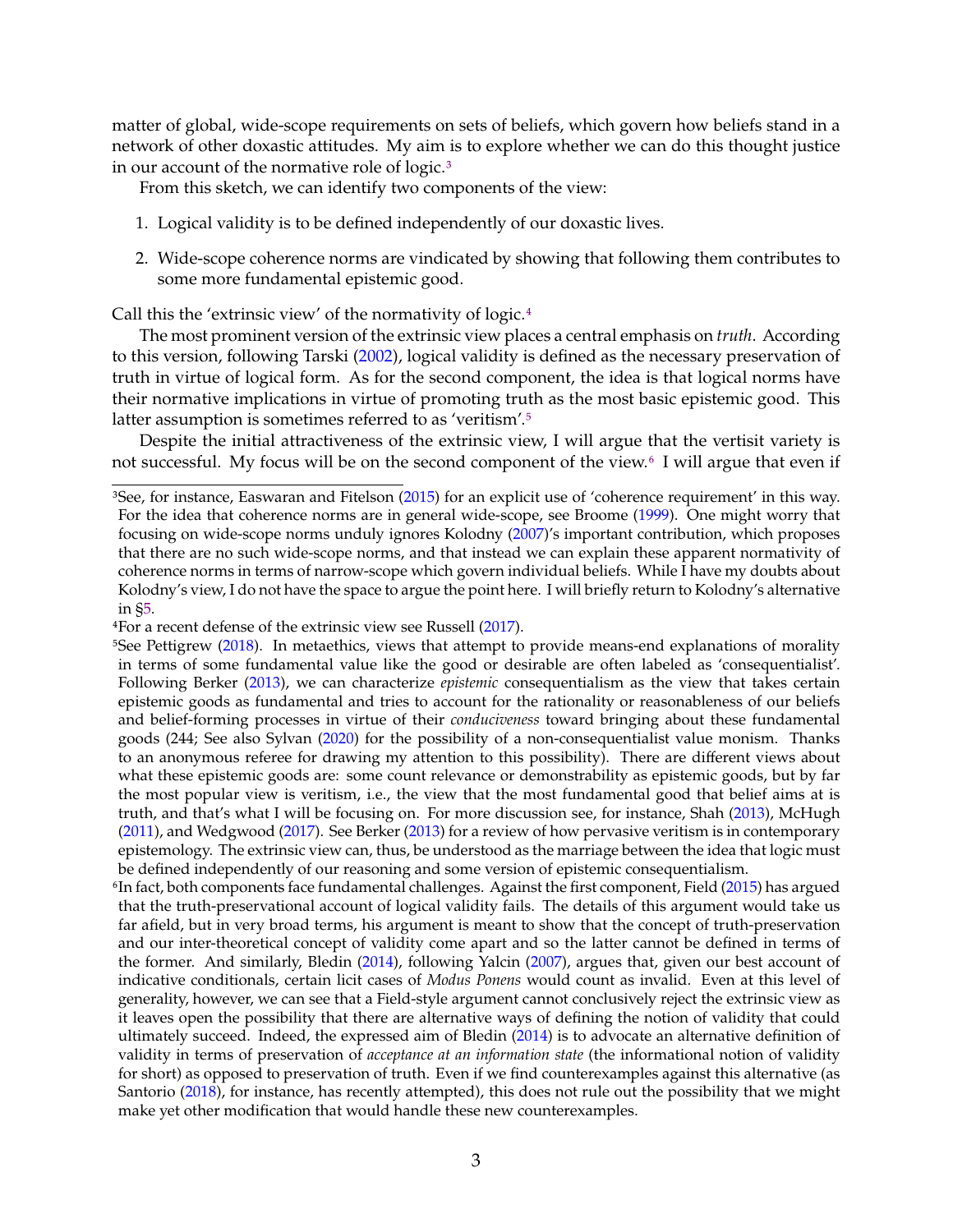matter of global, wide-scope requirements on sets of beliefs, which govern how beliefs stand in a network of other doxastic attitudes. My aim is to explore whether we can do this thought justice in our account of the normative role of logic.[3]

From this sketch, we can identify two components of the view:

1. Logical validity is to be defined independently of our doxastic lives.
2. Wide-scope coherence norms are vindicated by showing that following them contributes to some more fundamental epistemic good.

Call this the 'extrinsic view' of the normativity of logic.[4]

The most prominent version of the extrinsic view places a central emphasis on *truth*. According to this version, following Tarski (2002), logical validity is defined as the necessary preservation of truth in virtue of logical form. As for the second component, the idea is that logical norms have their normative implications in virtue of promoting truth as the most basic epistemic good. This latter assumption is sometimes referred to as 'veritism'.[5]

Despite the initial attractiveness of the extrinsic view, I will argue that the vertisit variety is not successful. My focus will be on the second component of the view.[6] I will argue that even if

---

[3]See, for instance, Easwaran and Fitelson (2015) for an explicit use of 'coherence requirement' in this way. For the idea that coherence norms are in general wide-scope, see Broome (1999). One might worry that focusing on wide-scope norms unduly ignores Kolodny (2007)'s important contribution, which proposes that there are no such wide-scope norms, and that instead we can explain these apparent normativity of coherence norms in terms of narrow-scope which govern individual beliefs. While I have my doubts about Kolodny's view, I do not have the space to argue the point here. I will briefly return to Kolodny's alternative in §5.

[4]For a recent defense of the extrinsic view see Russell (2017).

[5]See Pettigrew (2018). In metaethics, views that attempt to provide means-end explanations of morality in terms of some fundamental value like the good or desirable are often labeled as 'consequentialist'. Following Berker (2013), we can characterize *epistemic* consequentialism as the view that takes certain epistemic goods as fundamental and tries to account for the rationality or reasonableness of our beliefs and belief-forming processes in virtue of their *conduciveness* toward bringing about these fundamental goods (244; See also Sylvan (2020) for the possibility of a non-consequentialist value monism. Thanks to an anonymous referee for drawing my attention to this possibility). There are different views about what these epistemic goods are: some count relevance or demonstrability as epistemic goods, but by far the most popular view is veritism, i.e., the view that the most fundamental good that belief aims at is truth, and that's what I will be focusing on. For more discussion see, for instance, Shah (2013), McHugh (2011), and Wedgwood (2017). See Berker (2013) for a review of how pervasive veritism is in contemporary epistemology. The extrinsic view can, thus, be understood as the marriage between the idea that logic must be defined independently of our reasoning and some version of epistemic consequentialism.

[6]In fact, both components face fundamental challenges. Against the first component, Field (2015) has argued that the truth-preservational account of logical validity fails. The details of this argument would take us far afield, but in very broad terms, his argument is meant to show that the concept of truth-preservation and our inter-theoretical concept of validity come apart and so the latter cannot be defined in terms of the former. And similarly, Bledin (2014), following Yalcin (2007), argues that, given our best account of indicative conditionals, certain licit cases of *Modus Ponens* would count as invalid. Even at this level of generality, however, we can see that a Field-style argument cannot conclusively reject the extrinsic view as it leaves open the possibility that there are alternative ways of defining the notion of validity that could ultimately succeed. Indeed, the expressed aim of Bledin (2014) is to advocate an alternative definition of validity in terms of preservation of *acceptance at an information state* (the informational notion of validity for short) as opposed to preservation of truth. Even if we find counterexamples against this alternative (as Santorio (2018), for instance, has recently attempted), this does not rule out the possibility that we might make yet other modification that would handle these new counterexamples.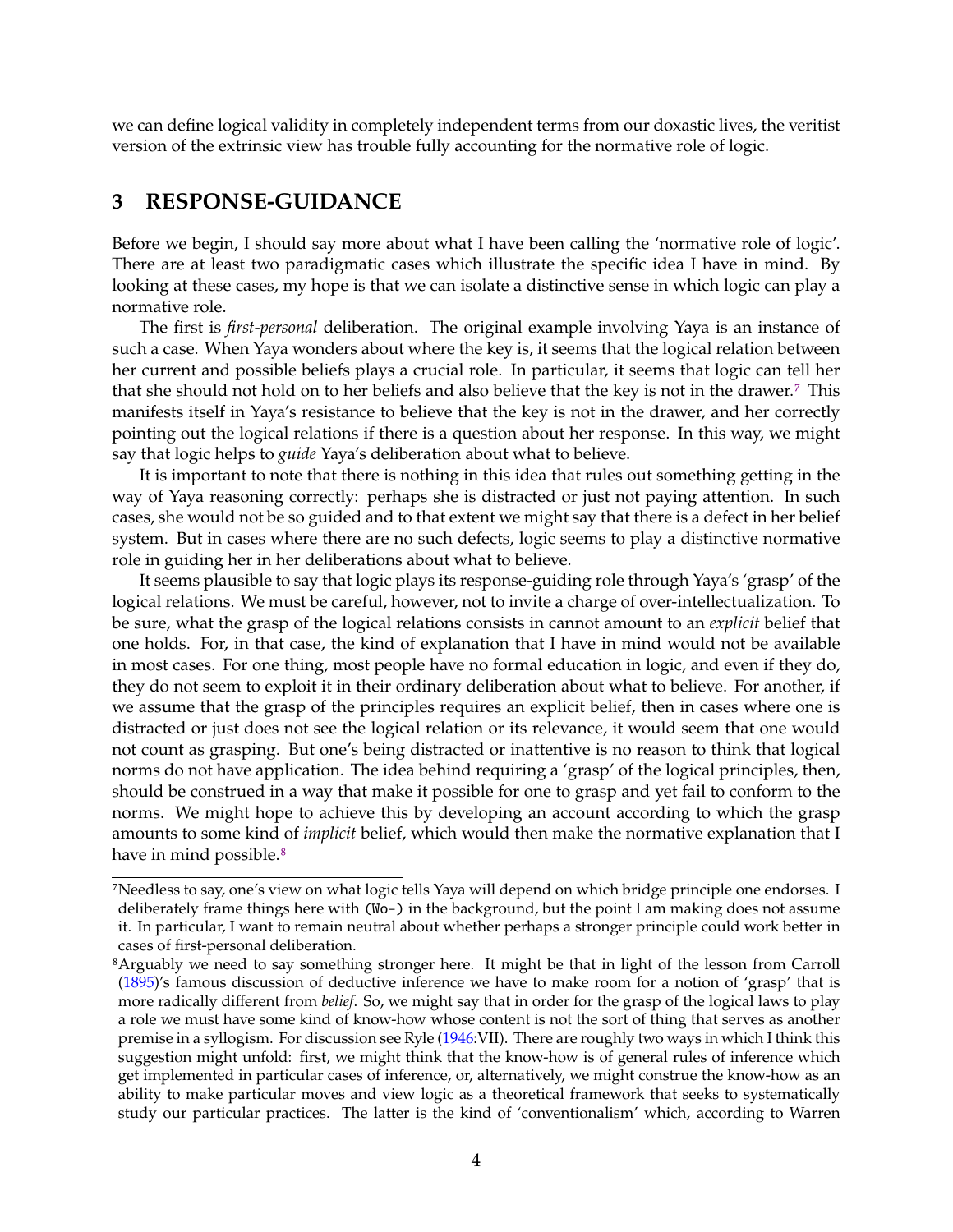we can define logical validity in completely independent terms from our doxastic lives, the veritist version of the extrinsic view has trouble fully accounting for the normative role of logic.

## 3 RESPONSE-GUIDANCE

Before we begin, I should say more about what I have been calling the 'normative role of logic'. There are at least two paradigmatic cases which illustrate the specific idea I have in mind. By looking at these cases, my hope is that we can isolate a distinctive sense in which logic can play a normative role.

The first is *first-personal* deliberation. The original example involving Yaya is an instance of such a case. When Yaya wonders about where the key is, it seems that the logical relation between her current and possible beliefs plays a crucial role. In particular, it seems that logic can tell her that she should not hold on to her beliefs and also believe that the key is not in the drawer.[7] This manifests itself in Yaya's resistance to believe that the key is not in the drawer, and her correctly pointing out the logical relations if there is a question about her response. In this way, we might say that logic helps to *guide* Yaya's deliberation about what to believe.

It is important to note that there is nothing in this idea that rules out something getting in the way of Yaya reasoning correctly: perhaps she is distracted or just not paying attention. In such cases, she would not be so guided and to that extent we might say that there is a defect in her belief system. But in cases where there are no such defects, logic seems to play a distinctive normative role in guiding her in her deliberations about what to believe.

It seems plausible to say that logic plays its response-guiding role through Yaya's 'grasp' of the logical relations. We must be careful, however, not to invite a charge of over-intellectualization. To be sure, what the grasp of the logical relations consists in cannot amount to an *explicit* belief that one holds. For, in that case, the kind of explanation that I have in mind would not be available in most cases. For one thing, most people have no formal education in logic, and even if they do, they do not seem to exploit it in their ordinary deliberation about what to believe. For another, if we assume that the grasp of the principles requires an explicit belief, then in cases where one is distracted or just does not see the logical relation or its relevance, it would seem that one would not count as grasping. But one's being distracted or inattentive is no reason to think that logical norms do not have application. The idea behind requiring a 'grasp' of the logical principles, then, should be construed in a way that make it possible for one to grasp and yet fail to conform to the norms. We might hope to achieve this by developing an account according to which the grasp amounts to some kind of *implicit* belief, which would then make the normative explanation that I have in mind possible.[8]

---

[7] Needless to say, one's view on what logic tells Yaya will depend on which bridge principle one endorses. I deliberately frame things here with `(Wo-)` in the background, but the point I am making does not assume it. In particular, I want to remain neutral about whether perhaps a stronger principle could work better in cases of first-personal deliberation.

[8] Arguably we need to say something stronger here. It might be that in light of the lesson from Carroll (1895)'s famous discussion of deductive inference we have to make room for a notion of 'grasp' that is more radically different from *belief*. So, we might say that in order for the grasp of the logical laws to play a role we must have some kind of know-how whose content is not the sort of thing that serves as another premise in a syllogism. For discussion see Ryle (1946:VII). There are roughly two ways in which I think this suggestion might unfold: first, we might think that the know-how is of general rules of inference which get implemented in particular cases of inference, or, alternatively, we might construe the know-how as an ability to make particular moves and view logic as a theoretical framework that seeks to systematically study our particular practices. The latter is the kind of 'conventionalism' which, according to Warren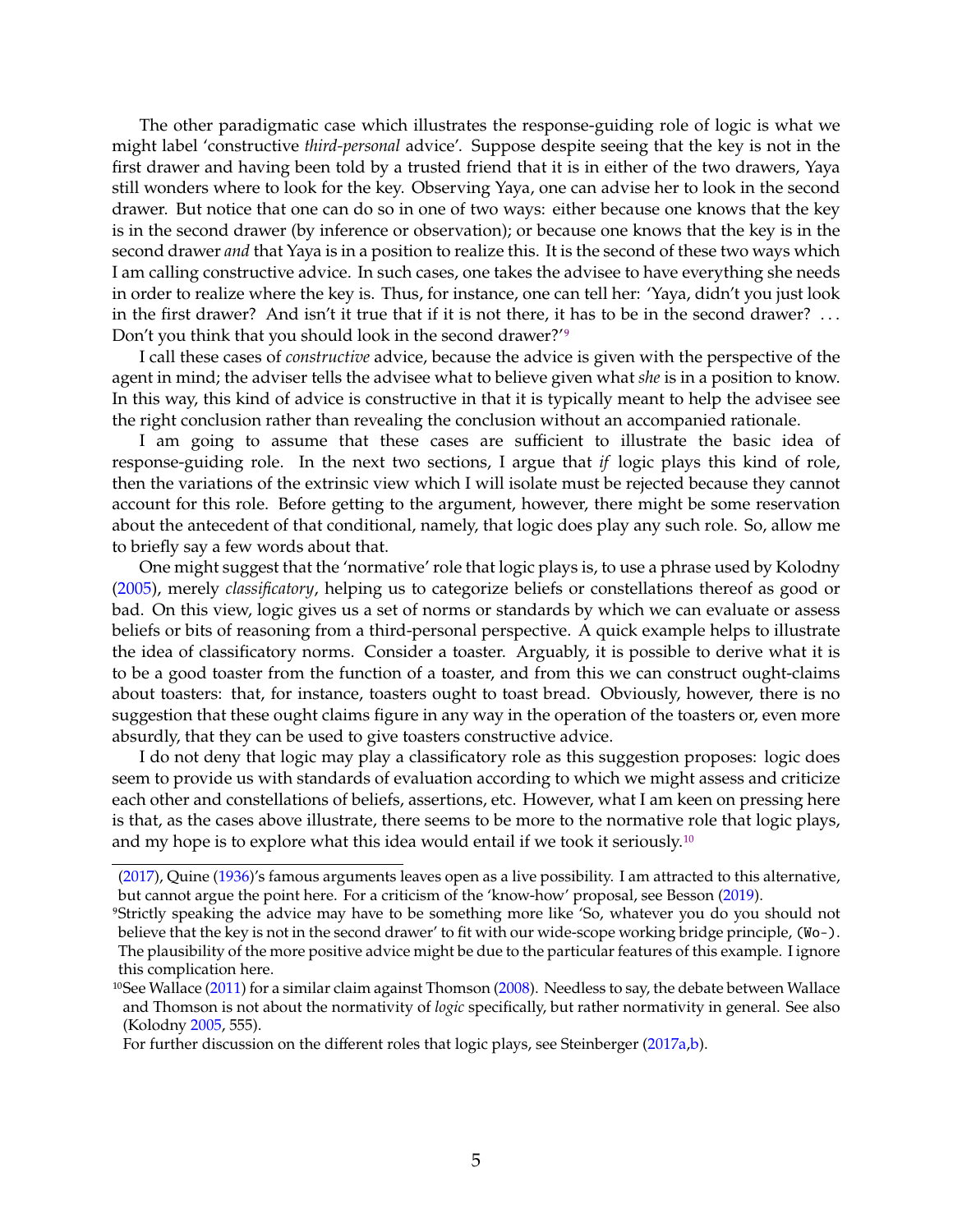The other paradigmatic case which illustrates the response-guiding role of logic is what we might label 'constructive *third-personal* advice'. Suppose despite seeing that the key is not in the first drawer and having been told by a trusted friend that it is in either of the two drawers, Yaya still wonders where to look for the key. Observing Yaya, one can advise her to look in the second drawer. But notice that one can do so in one of two ways: either because one knows that the key is in the second drawer (by inference or observation); or because one knows that the key is in the second drawer *and* that Yaya is in a position to realize this. It is the second of these two ways which I am calling constructive advice. In such cases, one takes the advisee to have everything she needs in order to realize where the key is. Thus, for instance, one can tell her: 'Yaya, didn't you just look in the first drawer? And isn't it true that if it is not there, it has to be in the second drawer? ... Don't you think that you should look in the second drawer?'[9]

I call these cases of *constructive* advice, because the advice is given with the perspective of the agent in mind; the adviser tells the advisee what to believe given what *she* is in a position to know. In this way, this kind of advice is constructive in that it is typically meant to help the advisee see the right conclusion rather than revealing the conclusion without an accompanied rationale.

I am going to assume that these cases are sufficient to illustrate the basic idea of response-guiding role. In the next two sections, I argue that *if* logic plays this kind of role, then the variations of the extrinsic view which I will isolate must be rejected because they cannot account for this role. Before getting to the argument, however, there might be some reservation about the antecedent of that conditional, namely, that logic does play any such role. So, allow me to briefly say a few words about that.

One might suggest that the 'normative' role that logic plays is, to use a phrase used by Kolodny (2005), merely *classificatory*, helping us to categorize beliefs or constellations thereof as good or bad. On this view, logic gives us a set of norms or standards by which we can evaluate or assess beliefs or bits of reasoning from a third-personal perspective. A quick example helps to illustrate the idea of classificatory norms. Consider a toaster. Arguably, it is possible to derive what it is to be a good toaster from the function of a toaster, and from this we can construct ought-claims about toasters: that, for instance, toasters ought to toast bread. Obviously, however, there is no suggestion that these ought claims figure in any way in the operation of the toasters or, even more absurdly, that they can be used to give toasters constructive advice.

I do not deny that logic may play a classificatory role as this suggestion proposes: logic does seem to provide us with standards of evaluation according to which we might assess and criticize each other and constellations of beliefs, assertions, etc. However, what I am keen on pressing here is that, as the cases above illustrate, there seems to be more to the normative role that logic plays, and my hope is to explore what this idea would entail if we took it seriously.[10]

---

(2017), Quine (1936)'s famous arguments leaves open as a live possibility. I am attracted to this alternative, but cannot argue the point here. For a criticism of the 'know-how' proposal, see Besson (2019).

[9] Strictly speaking the advice may have to be something more like 'So, whatever you do you should not believe that the key is not in the second drawer' to fit with our wide-scope working bridge principle, (`Wo-`). The plausibility of the more positive advice might be due to the particular features of this example. I ignore this complication here.

[10] See Wallace (2011) for a similar claim against Thomson (2008). Needless to say, the debate between Wallace and Thomson is not about the normativity of *logic* specifically, but rather normativity in general. See also (Kolodny 2005, 555).

For further discussion on the different roles that logic plays, see Steinberger (2017a,b).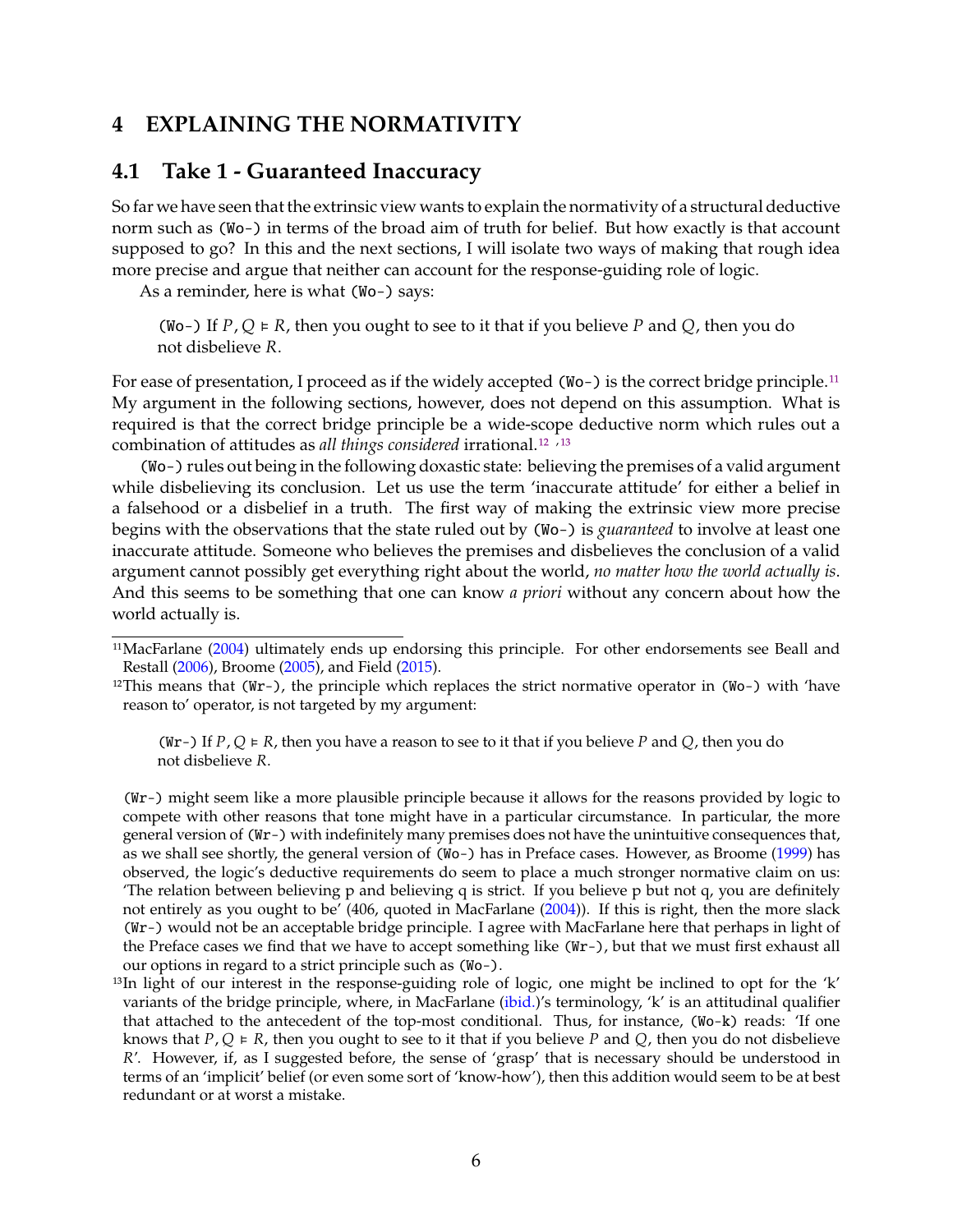## 4 EXPLAINING THE NORMATIVITY

### 4.1 Take 1 - Guaranteed Inaccuracy

So far we have seen that the extrinsic view wants to explain the normativity of a structural deductive norm such as (Wo-) in terms of the broad aim of truth for belief. But how exactly is that account supposed to go? In this and the next sections, I will isolate two ways of making that rough idea more precise and argue that neither can account for the response-guiding role of logic.

As a reminder, here is what (Wo-) says:

> (Wo-) If $P, Q \vDash R$, then you ought to see to it that if you believe $P$ and $Q$, then you do not disbelieve $R$.

For ease of presentation, I proceed as if the widely accepted (Wo-) is the correct bridge principle.[11] My argument in the following sections, however, does not depend on this assumption. What is required is that the correct bridge principle be a wide-scope deductive norm which rules out a combination of attitudes as *all things considered* irrational.[12, 13]

(Wo-) rules out being in the following doxastic state: believing the premises of a valid argument while disbelieving its conclusion. Let us use the term 'inaccurate attitude' for either a belief in a falsehood or a disbelief in a truth. The first way of making the extrinsic view more precise begins with the observations that the state ruled out by (Wo-) is *guaranteed* to involve at least one inaccurate attitude. Someone who believes the premises and disbelieves the conclusion of a valid argument cannot possibly get everything right about the world, *no matter how the world actually is*. And this seems to be something that one can know *a priori* without any concern about how the world actually is.

---

[11] MacFarlane (2004) ultimately ends up endorsing this principle. For other endorsements see Beall and Restall (2006), Broome (2005), and Field (2015).

[12] This means that (Wr-), the principle which replaces the strict normative operator in (Wo-) with 'have reason to' operator, is not targeted by my argument:

> (Wr-) If $P, Q \vDash R$, then you have a reason to see to it that if you believe $P$ and $Q$, then you do not disbelieve $R$.

(Wr-) might seem like a more plausible principle because it allows for the reasons provided by logic to compete with other reasons that tone might have in a particular circumstance. In particular, the more general version of (Wr-) with indefinitely many premises does not have the unintuitive consequences that, as we shall see shortly, the general version of (Wo-) has in Preface cases. However, as Broome (1999) has observed, the logic's deductive requirements do seem to place a much stronger normative claim on us: 'The relation between believing p and believing q is strict. If you believe p but not q, you are definitely not entirely as you ought to be' (406, quoted in MacFarlane (2004)). If this is right, then the more slack (Wr-) would not be an acceptable bridge principle. I agree with MacFarlane here that perhaps in light of the Preface cases we find that we have to accept something like (Wr-), but that we must first exhaust all our options in regard to a strict principle such as (Wo-).

[13] In light of our interest in the response-guiding role of logic, one might be inclined to opt for the 'k' variants of the bridge principle, where, in MacFarlane (ibid.)'s terminology, 'k' is an attitudinal qualifier that attached to the antecedent of the top-most conditional. Thus, for instance, (Wo-k) reads: 'If one knows that $P, Q \vDash R$, then you ought to see to it that if you believe $P$ and $Q$, then you do not disbelieve $R$'. However, if, as I suggested before, the sense of 'grasp' that is necessary should be understood in terms of an 'implicit' belief (or even some sort of 'know-how'), then this addition would seem to be at best redundant or at worst a mistake.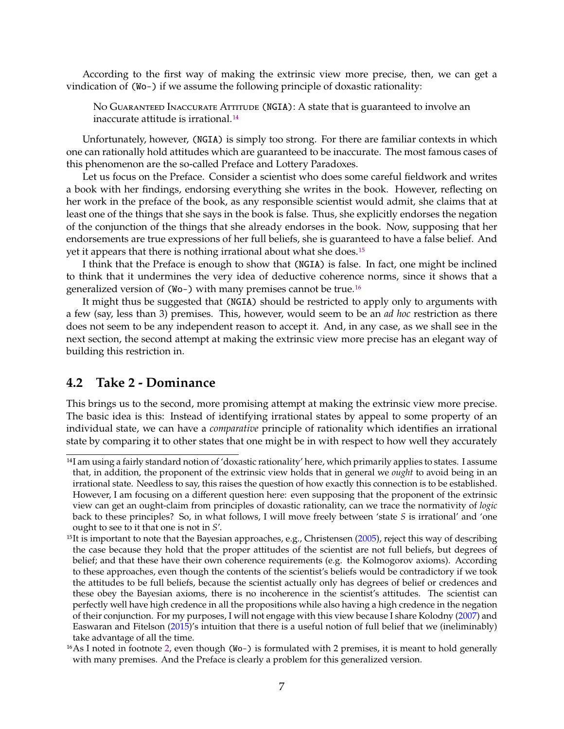According to the first way of making the extrinsic view more precise, then, we can get a vindication of (Wo-) if we assume the following principle of doxastic rationality:

> No Guaranteed Inaccurate Attitude (NGIA): A state that is guaranteed to involve an inaccurate attitude is irrational.[14]

Unfortunately, however, (NGIA) is simply too strong. For there are familiar contexts in which one can rationally hold attitudes which are guaranteed to be inaccurate. The most famous cases of this phenomenon are the so-called Preface and Lottery Paradoxes.

Let us focus on the Preface. Consider a scientist who does some careful fieldwork and writes a book with her findings, endorsing everything she writes in the book. However, reflecting on her work in the preface of the book, as any responsible scientist would admit, she claims that at least one of the things that she says in the book is false. Thus, she explicitly endorses the negation of the conjunction of the things that she already endorses in the book. Now, supposing that her endorsements are true expressions of her full beliefs, she is guaranteed to have a false belief. And yet it appears that there is nothing irrational about what she does.[15]

I think that the Preface is enough to show that (NGIA) is false. In fact, one might be inclined to think that it undermines the very idea of deductive coherence norms, since it shows that a generalized version of (Wo-) with many premises cannot be true.[16]

It might thus be suggested that (NGIA) should be restricted to apply only to arguments with a few (say, less than 3) premises. This, however, would seem to be an *ad hoc* restriction as there does not seem to be any independent reason to accept it. And, in any case, as we shall see in the next section, the second attempt at making the extrinsic view more precise has an elegant way of building this restriction in.

## 4.2 Take 2 - Dominance

This brings us to the second, more promising attempt at making the extrinsic view more precise. The basic idea is this: Instead of identifying irrational states by appeal to some property of an individual state, we can have a *comparative* principle of rationality which identifies an irrational state by comparing it to other states that one might be in with respect to how well they accurately

---

[14] I am using a fairly standard notion of 'doxastic rationality' here, which primarily applies to states. I assume that, in addition, the proponent of the extrinsic view holds that in general we *ought* to avoid being in an irrational state. Needless to say, this raises the question of how exactly this connection is to be established. However, I am focusing on a different question here: even supposing that the proponent of the extrinsic view can get an ought-claim from principles of doxastic rationality, can we trace the normativity of *logic* back to these principles? So, in what follows, I will move freely between 'state $S$ is irrational' and 'one ought to see to it that one is not in $S$'.

[15] It is important to note that the Bayesian approaches, e.g., Christensen (2005), reject this way of describing the case because they hold that the proper attitudes of the scientist are not full beliefs, but degrees of belief; and that these have their own coherence requirements (e.g. the Kolmogorov axioms). According to these approaches, even though the contents of the scientist's beliefs would be contradictory if we took the attitudes to be full beliefs, because the scientist actually only has degrees of belief or credences and these obey the Bayesian axioms, there is no incoherence in the scientist's attitudes. The scientist can perfectly well have high credence in all the propositions while also having a high credence in the negation of their conjunction. For my purposes, I will not engage with this view because I share Kolodny (2007) and Easwaran and Fitelson (2015)'s intuition that there is a useful notion of full belief that we (ineliminably) take advantage of all the time.

[16] As I noted in footnote 2, even though (Wo-) is formulated with 2 premises, it is meant to hold generally with many premises. And the Preface is clearly a problem for this generalized version.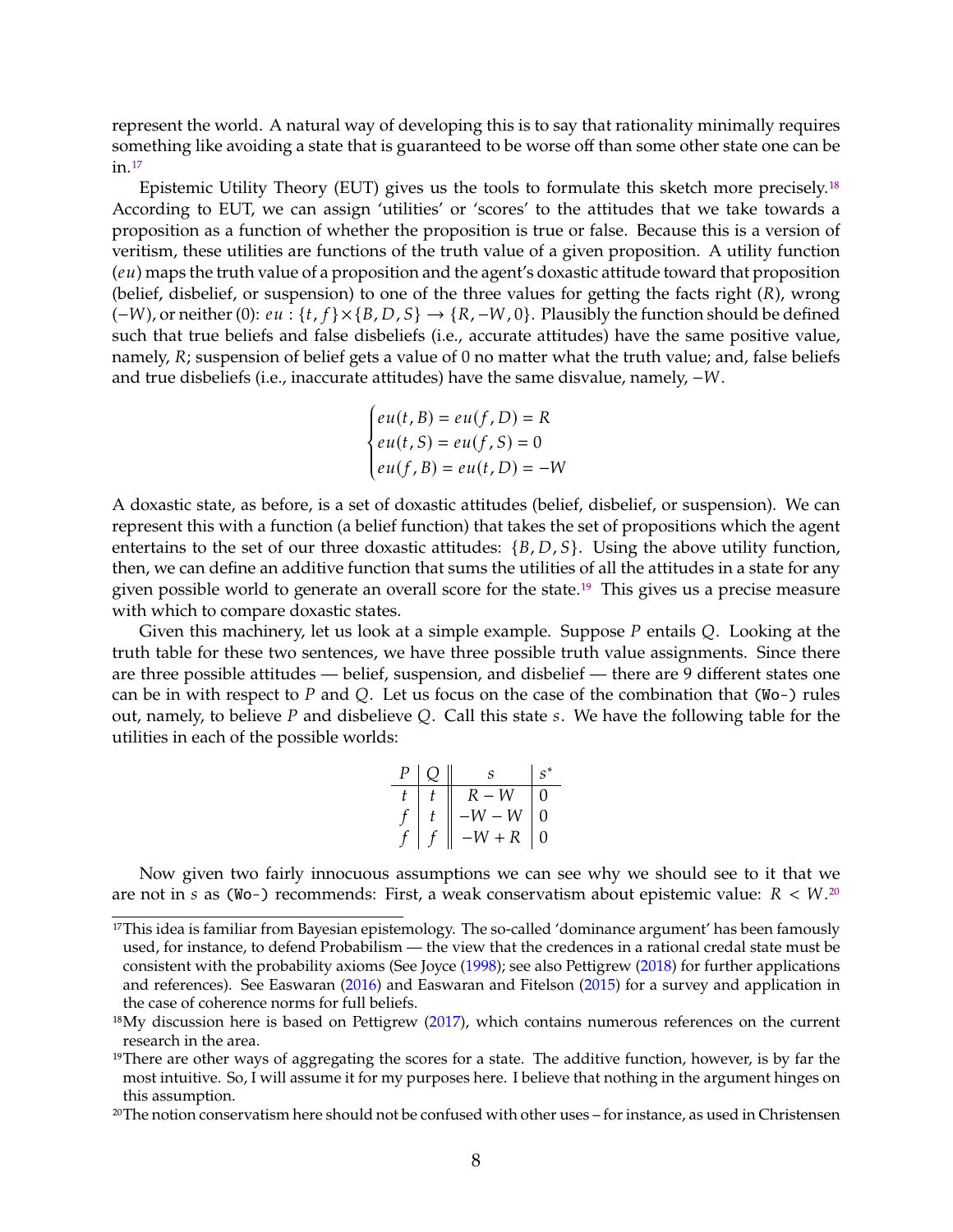represent the world. A natural way of developing this is to say that rationality minimally requires something like avoiding a state that is guaranteed to be worse off than some other state one can be in.[17]

Epistemic Utility Theory (EUT) gives us the tools to formulate this sketch more precisely.[18] According to EUT, we can assign 'utilities' or 'scores' to the attitudes that we take towards a proposition as a function of whether the proposition is true or false. Because this is a version of veritism, these utilities are functions of the truth value of a given proposition. A utility function ($eu$) maps the truth value of a proposition and the agent's doxastic attitude toward that proposition (belief, disbelief, or suspension) to one of the three values for getting the facts right ($R$), wrong ($-W$), or neither (0): $eu : \{t, f\} \times \{B, D, S\} \rightarrow \{R, -W, 0\}$. Plausibly the function should be defined such that true beliefs and false disbeliefs (i.e., accurate attitudes) have the same positive value, namely, $R$; suspension of belief gets a value of 0 no matter what the truth value; and, false beliefs and true disbeliefs (i.e., inaccurate attitudes) have the same disvalue, namely, $-W$.

$$\begin{cases} eu(t, B) = eu(f, D) = R \\ eu(t, S) = eu(f, S) = 0 \\ eu(f, B) = eu(t, D) = -W \end{cases}$$

A doxastic state, as before, is a set of doxastic attitudes (belief, disbelief, or suspension). We can represent this with a function (a belief function) that takes the set of propositions which the agent entertains to the set of our three doxastic attitudes: $\{B, D, S\}$. Using the above utility function, then, we can define an additive function that sums the utilities of all the attitudes in a state for any given possible world to generate an overall score for the state.[19] This gives us a precise measure with which to compare doxastic states.

Given this machinery, let us look at a simple example. Suppose $P$ entails $Q$. Looking at the truth table for these two sentences, we have three possible truth value assignments. Since there are three possible attitudes — belief, suspension, and disbelief — there are 9 different states one can be in with respect to $P$ and $Q$. Let us focus on the case of the combination that `(Wo-)` rules out, namely, to believe $P$ and disbelieve $Q$. Call this state $s$. We have the following table for the utilities in each of the possible worlds:

| $P$ | $Q$ | $s$ | $s^*$ |
|---|---|---|---|
| $t$ | $t$ | $R - W$ | 0 |
| $f$ | $t$ | $-W - W$ | 0 |
| $f$ | $f$ | $-W + R$ | 0 |

Now given two fairly innocuous assumptions we can see why we should see to it that we are not in $s$ as `(Wo-)` recommends: First, a weak conservatism about epistemic value: $R < W$.[20]

---

[17] This idea is familiar from Bayesian epistemology. The so-called 'dominance argument' has been famously used, for instance, to defend Probabilism — the view that the credences in a rational credal state must be consistent with the probability axioms (See Joyce (1998); see also Pettigrew (2018) for further applications and references). See Easwaran (2016) and Easwaran and Fitelson (2015) for a survey and application in the case of coherence norms for full beliefs.

[18] My discussion here is based on Pettigrew (2017), which contains numerous references on the current research in the area.

[19] There are other ways of aggregating the scores for a state. The additive function, however, is by far the most intuitive. So, I will assume it for my purposes here. I believe that nothing in the argument hinges on this assumption.

[20] The notion conservatism here should not be confused with other uses – for instance, as used in Christensen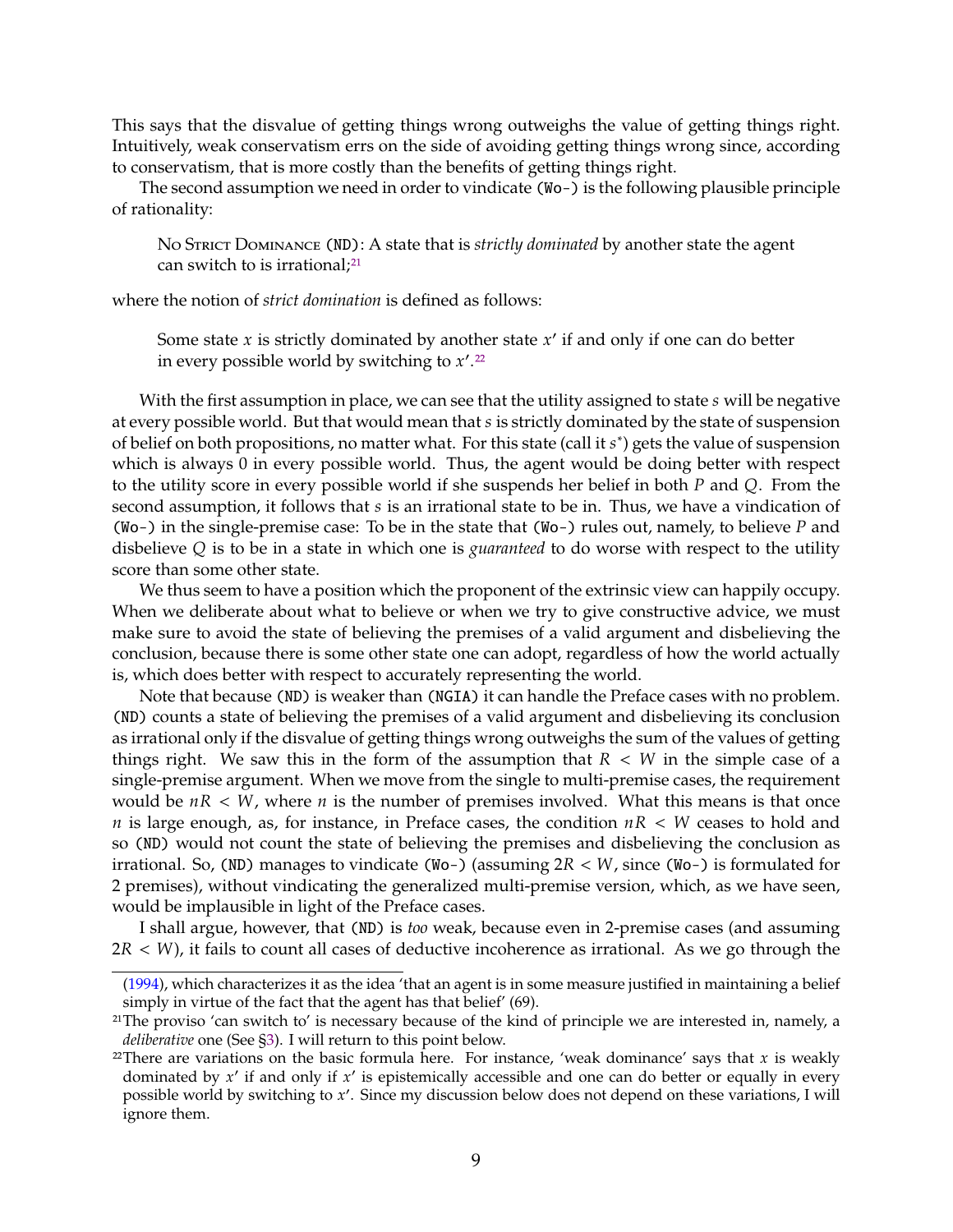This says that the disvalue of getting things wrong outweighs the value of getting things right. Intuitively, weak conservatism errs on the side of avoiding getting things wrong since, according to conservatism, that is more costly than the benefits of getting things right.

The second assumption we need in order to vindicate (Wo-) is the following plausible principle of rationality:

> No Strict Dominance (ND): A state that is *strictly dominated* by another state the agent can switch to is irrational;[21]

where the notion of *strict domination* is defined as follows:

> Some state $x$ is strictly dominated by another state $x'$ if and only if one can do better in every possible world by switching to $x'$.[22]

With the first assumption in place, we can see that the utility assigned to state $s$ will be negative at every possible world. But that would mean that $s$ is strictly dominated by the state of suspension of belief on both propositions, no matter what. For this state (call it $s^*$) gets the value of suspension which is always 0 in every possible world. Thus, the agent would be doing better with respect to the utility score in every possible world if she suspends her belief in both $P$ and $Q$. From the second assumption, it follows that $s$ is an irrational state to be in. Thus, we have a vindication of (Wo-) in the single-premise case: To be in the state that (Wo-) rules out, namely, to believe $P$ and disbelieve $Q$ is to be in a state in which one is *guaranteed* to do worse with respect to the utility score than some other state.

We thus seem to have a position which the proponent of the extrinsic view can happily occupy. When we deliberate about what to believe or when we try to give constructive advice, we must make sure to avoid the state of believing the premises of a valid argument and disbelieving the conclusion, because there is some other state one can adopt, regardless of how the world actually is, which does better with respect to accurately representing the world.

Note that because (ND) is weaker than (NGIA) it can handle the Preface cases with no problem. (ND) counts a state of believing the premises of a valid argument and disbelieving its conclusion as irrational only if the disvalue of getting things wrong outweighs the sum of the values of getting things right. We saw this in the form of the assumption that $R < W$ in the simple case of a single-premise argument. When we move from the single to multi-premise cases, the requirement would be $nR < W$, where $n$ is the number of premises involved. What this means is that once $n$ is large enough, as, for instance, in Preface cases, the condition $nR < W$ ceases to hold and so (ND) would not count the state of believing the premises and disbelieving the conclusion as irrational. So, (ND) manages to vindicate (Wo-) (assuming $2R < W$, since (Wo-) is formulated for 2 premises), without vindicating the generalized multi-premise version, which, as we have seen, would be implausible in light of the Preface cases.

I shall argue, however, that (ND) is *too* weak, because even in 2-premise cases (and assuming $2R < W$), it fails to count all cases of deductive incoherence as irrational. As we go through the

(1994), which characterizes it as the idea 'that an agent is in some measure justified in maintaining a belief simply in virtue of the fact that the agent has that belief' (69).

[21] The proviso 'can switch to' is necessary because of the kind of principle we are interested in, namely, a *deliberative* one (See §3). I will return to this point below.

[22] There are variations on the basic formula here. For instance, 'weak dominance' says that $x$ is weakly dominated by $x'$ if and only if $x'$ is epistemically accessible and one can do better or equally in every possible world by switching to $x'$. Since my discussion below does not depend on these variations, I will ignore them.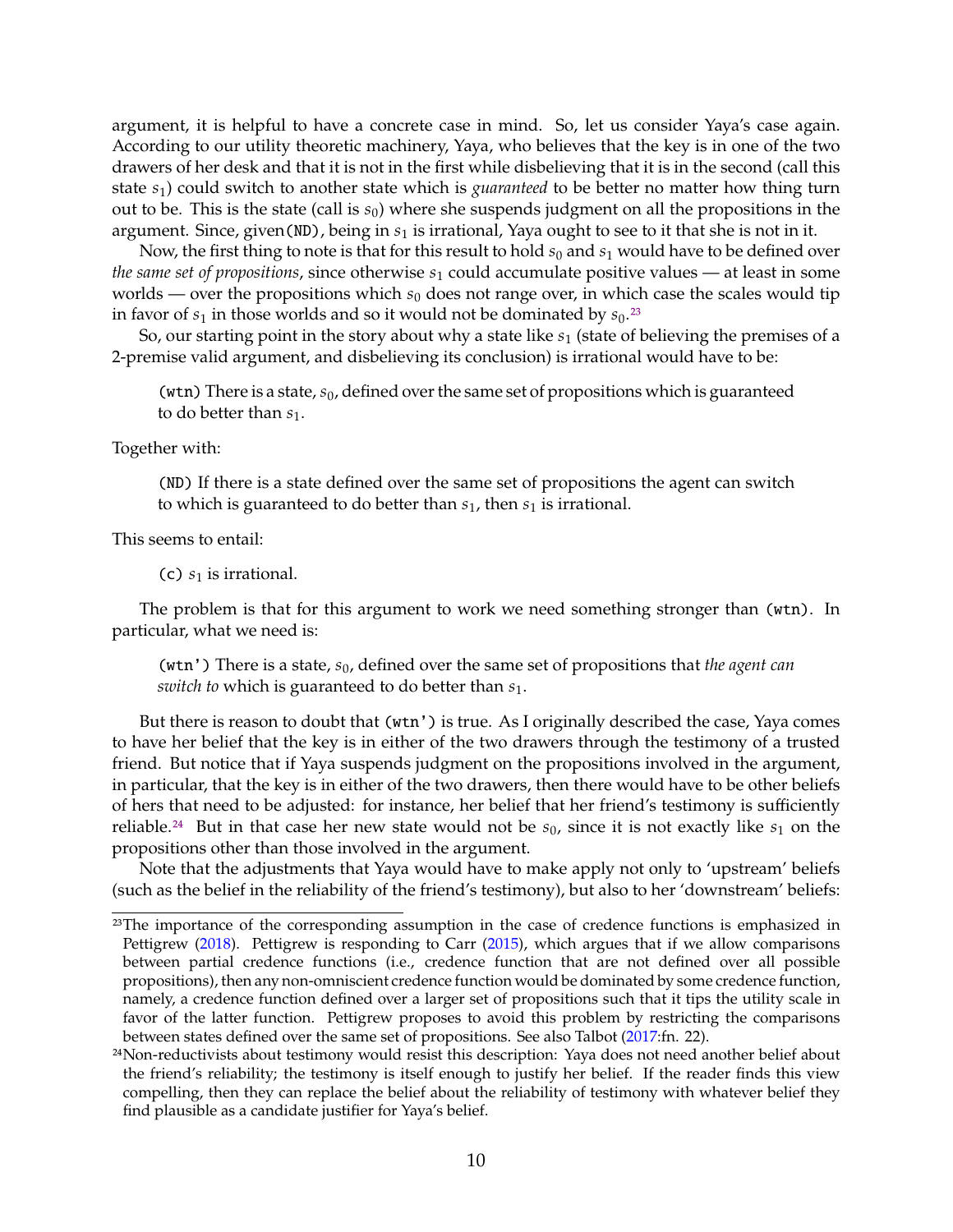argument, it is helpful to have a concrete case in mind. So, let us consider Yaya's case again. According to our utility theoretic machinery, Yaya, who believes that the key is in one of the two drawers of her desk and that it is not in the first while disbelieving that it is in the second (call this state $s_1$) could switch to another state which is *guaranteed* to be better no matter how thing turn out to be. This is the state (call is $s_0$) where she suspends judgment on all the propositions in the argument. Since, given (ND), being in $s_1$ is irrational, Yaya ought to see to it that she is not in it.

Now, the first thing to note is that for this result to hold $s_0$ and $s_1$ would have to be defined over *the same set of propositions*, since otherwise $s_1$ could accumulate positive values — at least in some worlds — over the propositions which $s_0$ does not range over, in which case the scales would tip in favor of $s_1$ in those worlds and so it would not be dominated by $s_0$.[23]

So, our starting point in the story about why a state like $s_1$ (state of believing the premises of a 2-premise valid argument, and disbelieving its conclusion) is irrational would have to be:

> (wtn) There is a state, $s_0$, defined over the same set of propositions which is guaranteed to do better than $s_1$.

Together with:

> (ND) If there is a state defined over the same set of propositions the agent can switch to which is guaranteed to do better than $s_1$, then $s_1$ is irrational.

This seems to entail:

> (c) $s_1$ is irrational.

The problem is that for this argument to work we need something stronger than (wtn). In particular, what we need is:

> (wtn') There is a state, $s_0$, defined over the same set of propositions that *the agent can switch to* which is guaranteed to do better than $s_1$.

But there is reason to doubt that (wtn') is true. As I originally described the case, Yaya comes to have her belief that the key is in either of the two drawers through the testimony of a trusted friend. But notice that if Yaya suspends judgment on the propositions involved in the argument, in particular, that the key is in either of the two drawers, then there would have to be other beliefs of hers that need to be adjusted: for instance, her belief that her friend's testimony is sufficiently reliable.[24] But in that case her new state would not be $s_0$, since it is not exactly like $s_1$ on the propositions other than those involved in the argument.

Note that the adjustments that Yaya would have to make apply not only to 'upstream' beliefs (such as the belief in the reliability of the friend's testimony), but also to her 'downstream' beliefs:

---

[23] The importance of the corresponding assumption in the case of credence functions is emphasized in Pettigrew (2018). Pettigrew is responding to Carr (2015), which argues that if we allow comparisons between partial credence functions (i.e., credence function that are not defined over all possible propositions), then any non-omniscient credence function would be dominated by some credence function, namely, a credence function defined over a larger set of propositions such that it tips the utility scale in favor of the latter function. Pettigrew proposes to avoid this problem by restricting the comparisons between states defined over the same set of propositions. See also Talbot (2017:fn. 22).

[24] Non-reductivists about testimony would resist this description: Yaya does not need another belief about the friend's reliability; the testimony is itself enough to justify her belief. If the reader finds this view compelling, then they can replace the belief about the reliability of testimony with whatever belief they find plausible as a candidate justifier for Yaya's belief.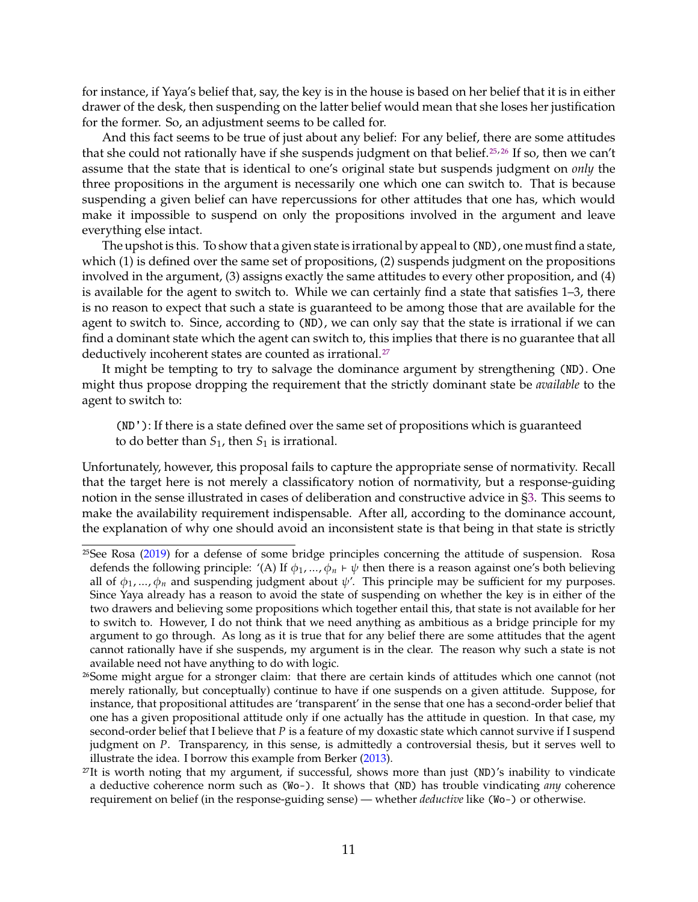for instance, if Yaya's belief that, say, the key is in the house is based on her belief that it is in either drawer of the desk, then suspending on the latter belief would mean that she loses her justification for the former. So, an adjustment seems to be called for.

And this fact seems to be true of just about any belief: For any belief, there are some attitudes that she could not rationally have if she suspends judgment on that belief.[25,26] If so, then we can't assume that the state that is identical to one's original state but suspends judgment on *only* the three propositions in the argument is necessarily one which one can switch to. That is because suspending a given belief can have repercussions for other attitudes that one has, which would make it impossible to suspend on only the propositions involved in the argument and leave everything else intact.

The upshot is this. To show that a given state is irrational by appeal to (ND), one must find a state, which (1) is defined over the same set of propositions, (2) suspends judgment on the propositions involved in the argument, (3) assigns exactly the same attitudes to every other proposition, and (4) is available for the agent to switch to. While we can certainly find a state that satisfies 1–3, there is no reason to expect that such a state is guaranteed to be among those that are available for the agent to switch to. Since, according to (ND), we can only say that the state is irrational if we can find a dominant state which the agent can switch to, this implies that there is no guarantee that all deductively incoherent states are counted as irrational.[27]

It might be tempting to try to salvage the dominance argument by strengthening (ND). One might thus propose dropping the requirement that the strictly dominant state be *available* to the agent to switch to:

> (ND'): If there is a state defined over the same set of propositions which is guaranteed to do better than $S_1$, then $S_1$ is irrational.

Unfortunately, however, this proposal fails to capture the appropriate sense of normativity. Recall that the target here is not merely a classificatory notion of normativity, but a response-guiding notion in the sense illustrated in cases of deliberation and constructive advice in §3. This seems to make the availability requirement indispensable. After all, according to the dominance account, the explanation of why one should avoid an inconsistent state is that being in that state is strictly

---

[25] See Rosa (2019) for a defense of some bridge principles concerning the attitude of suspension. Rosa defends the following principle: '(A) If $\phi_1, ..., \phi_n \vdash \psi$ then there is a reason against one's both believing all of $\phi_1, ..., \phi_n$ and suspending judgment about $\psi$'. This principle may be sufficient for my purposes. Since Yaya already has a reason to avoid the state of suspending on whether the key is in either of the two drawers and believing some propositions which together entail this, that state is not available for her to switch to. However, I do not think that we need anything as ambitious as a bridge principle for my argument to go through. As long as it is true that for any belief there are some attitudes that the agent cannot rationally have if she suspends, my argument is in the clear. The reason why such a state is not available need not have anything to do with logic.

[26] Some might argue for a stronger claim: that there are certain kinds of attitudes which one cannot (not merely rationally, but conceptually) continue to have if one suspends on a given attitude. Suppose, for instance, that propositional attitudes are 'transparent' in the sense that one has a second-order belief that one has a given propositional attitude only if one actually has the attitude in question. In that case, my second-order belief that I believe that $P$ is a feature of my doxastic state which cannot survive if I suspend judgment on $P$. Transparency, in this sense, is admittedly a controversial thesis, but it serves well to illustrate the idea. I borrow this example from Berker (2013).

[27] It is worth noting that my argument, if successful, shows more than just (ND)'s inability to vindicate a deductive coherence norm such as (Wo-). It shows that (ND) has trouble vindicating *any* coherence requirement on belief (in the response-guiding sense) — whether *deductive* like (Wo-) or otherwise.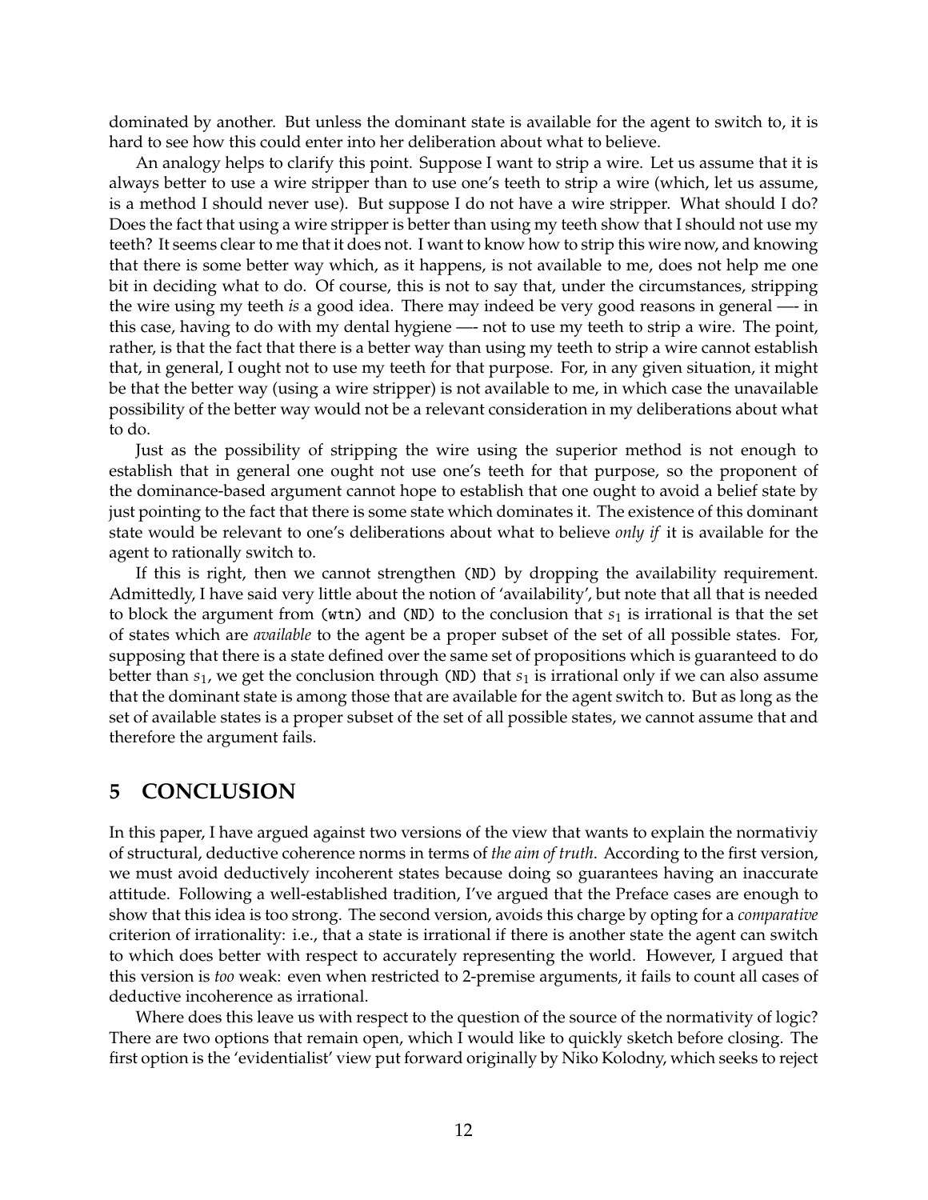dominated by another. But unless the dominant state is available for the agent to switch to, it is hard to see how this could enter into her deliberation about what to believe.

An analogy helps to clarify this point. Suppose I want to strip a wire. Let us assume that it is always better to use a wire stripper than to use one's teeth to strip a wire (which, let us assume, is a method I should never use). But suppose I do not have a wire stripper. What should I do? Does the fact that using a wire stripper is better than using my teeth show that I should not use my teeth? It seems clear to me that it does not. I want to know how to strip this wire now, and knowing that there is some better way which, as it happens, is not available to me, does not help me one bit in deciding what to do. Of course, this is not to say that, under the circumstances, stripping the wire using my teeth *is* a good idea. There may indeed be very good reasons in general —- in this case, having to do with my dental hygiene —- not to use my teeth to strip a wire. The point, rather, is that the fact that there is a better way than using my teeth to strip a wire cannot establish that, in general, I ought not to use my teeth for that purpose. For, in any given situation, it might be that the better way (using a wire stripper) is not available to me, in which case the unavailable possibility of the better way would not be a relevant consideration in my deliberations about what to do.

Just as the possibility of stripping the wire using the superior method is not enough to establish that in general one ought not use one's teeth for that purpose, so the proponent of the dominance-based argument cannot hope to establish that one ought to avoid a belief state by just pointing to the fact that there is some state which dominates it. The existence of this dominant state would be relevant to one's deliberations about what to believe *only if* it is available for the agent to rationally switch to.

If this is right, then we cannot strengthen (ND) by dropping the availability requirement. Admittedly, I have said very little about the notion of 'availability', but note that all that is needed to block the argument from (wtn) and (ND) to the conclusion that $s_1$ is irrational is that the set of states which are *available* to the agent be a proper subset of the set of all possible states. For, supposing that there is a state defined over the same set of propositions which is guaranteed to do better than $s_1$, we get the conclusion through (ND) that $s_1$ is irrational only if we can also assume that the dominant state is among those that are available for the agent switch to. But as long as the set of available states is a proper subset of the set of all possible states, we cannot assume that and therefore the argument fails.

## 5 CONCLUSION

In this paper, I have argued against two versions of the view that wants to explain the normativiy of structural, deductive coherence norms in terms of *the aim of truth*. According to the first version, we must avoid deductively incoherent states because doing so guarantees having an inaccurate attitude. Following a well-established tradition, I've argued that the Preface cases are enough to show that this idea is too strong. The second version, avoids this charge by opting for a *comparative* criterion of irrationality: i.e., that a state is irrational if there is another state the agent can switch to which does better with respect to accurately representing the world. However, I argued that this version is *too* weak: even when restricted to 2-premise arguments, it fails to count all cases of deductive incoherence as irrational.

Where does this leave us with respect to the question of the source of the normativity of logic? There are two options that remain open, which I would like to quickly sketch before closing. The first option is the 'evidentialist' view put forward originally by Niko Kolodny, which seeks to reject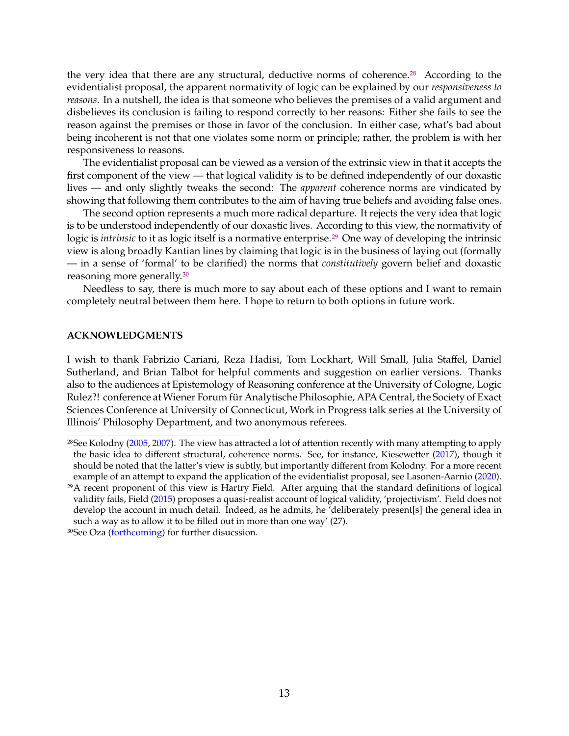the very idea that there are any structural, deductive norms of coherence.[28] According to the evidentialist proposal, the apparent normativity of logic can be explained by our *responsiveness to reasons*. In a nutshell, the idea is that someone who believes the premises of a valid argument and disbelieves its conclusion is failing to respond correctly to her reasons: Either she fails to see the reason against the premises or those in favor of the conclusion. In either case, what's bad about being incoherent is not that one violates some norm or principle; rather, the problem is with her responsiveness to reasons.

The evidentialist proposal can be viewed as a version of the extrinsic view in that it accepts the first component of the view — that logical validity is to be defined independently of our doxastic lives — and only slightly tweaks the second: The *apparent* coherence norms are vindicated by showing that following them contributes to the aim of having true beliefs and avoiding false ones.

The second option represents a much more radical departure. It rejects the very idea that logic is to be understood independently of our doxastic lives. According to this view, the normativity of logic is *intrinsic* to it as logic itself is a normative enterprise.[29] One way of developing the intrinsic view is along broadly Kantian lines by claiming that logic is in the business of laying out (formally — in a sense of 'formal' to be clarified) the norms that *constitutively* govern belief and doxastic reasoning more generally.[30]

Needless to say, there is much more to say about each of these options and I want to remain completely neutral between them here. I hope to return to both options in future work.

## ACKNOWLEDGMENTS

I wish to thank Fabrizio Cariani, Reza Hadisi, Tom Lockhart, Will Small, Julia Staffel, Daniel Sutherland, and Brian Talbot for helpful comments and suggestion on earlier versions. Thanks also to the audiences at Epistemology of Reasoning conference at the University of Cologne, Logic Rulez?! conference at Wiener Forum für Analytische Philosophie, APA Central, the Society of Exact Sciences Conference at University of Connecticut, Work in Progress talk series at the University of Illinois' Philosophy Department, and two anonymous referees.

---

[28]See Kolodny (2005, 2007). The view has attracted a lot of attention recently with many attempting to apply the basic idea to different structural, coherence norms. See, for instance, Kiesewetter (2017), though it should be noted that the latter's view is subtly, but importantly different from Kolodny. For a more recent example of an attempt to expand the application of the evidentialist proposal, see Lasonen-Aarnio (2020).

[29]A recent proponent of this view is Hartry Field. After arguing that the standard definitions of logical validity fails, Field (2015) proposes a quasi-realist account of logical validity, 'projectivism'. Field does not develop the account in much detail. Indeed, as he admits, he 'deliberately present[s] the general idea in such a way as to allow it to be filled out in more than one way' (27).

[30]See Oza (forthcoming) for further disucssion.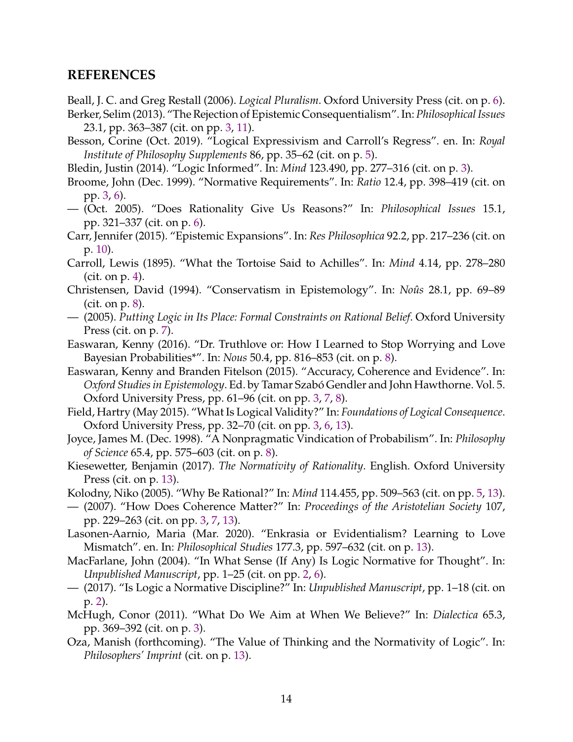## REFERENCES

Beall, J. C. and Greg Restall (2006). *Logical Pluralism*. Oxford University Press (cit. on p. 6).

Berker, Selim (2013). "The Rejection of Epistemic Consequentialism". In: *Philosophical Issues* 23.1, pp. 363–387 (cit. on pp. 3, 11).

Besson, Corine (Oct. 2019). "Logical Expressivism and Carroll's Regress". en. In: *Royal Institute of Philosophy Supplements* 86, pp. 35–62 (cit. on p. 5).

Bledin, Justin (2014). "Logic Informed". In: *Mind* 123.490, pp. 277–316 (cit. on p. 3).

Broome, John (Dec. 1999). "Normative Requirements". In: *Ratio* 12.4, pp. 398–419 (cit. on pp. 3, 6).

— (Oct. 2005). "Does Rationality Give Us Reasons?" In: *Philosophical Issues* 15.1, pp. 321–337 (cit. on p. 6).

Carr, Jennifer (2015). "Epistemic Expansions". In: *Res Philosophica* 92.2, pp. 217–236 (cit. on p. 10).

Carroll, Lewis (1895). "What the Tortoise Said to Achilles". In: *Mind* 4.14, pp. 278–280 (cit. on p. 4).

Christensen, David (1994). "Conservatism in Epistemology". In: *Noûs* 28.1, pp. 69–89 (cit. on p. 8).

— (2005). *Putting Logic in Its Place: Formal Constraints on Rational Belief*. Oxford University Press (cit. on p. 7).

Easwaran, Kenny (2016). "Dr. Truthlove or: How I Learned to Stop Worrying and Love Bayesian Probabilities*". In: *Nous* 50.4, pp. 816–853 (cit. on p. 8).

Easwaran, Kenny and Branden Fitelson (2015). "Accuracy, Coherence and Evidence". In: *Oxford Studies in Epistemology*. Ed. by Tamar Szabó Gendler and John Hawthorne. Vol. 5. Oxford University Press, pp. 61–96 (cit. on pp. 3, 7, 8).

Field, Hartry (May 2015). "What Is Logical Validity?" In: *Foundations of Logical Consequence*. Oxford University Press, pp. 32–70 (cit. on pp. 3, 6, 13).

Joyce, James M. (Dec. 1998). "A Nonpragmatic Vindication of Probabilism". In: *Philosophy of Science* 65.4, pp. 575–603 (cit. on p. 8).

Kiesewetter, Benjamin (2017). *The Normativity of Rationality*. English. Oxford University Press (cit. on p. 13).

Kolodny, Niko (2005). "Why Be Rational?" In: *Mind* 114.455, pp. 509–563 (cit. on pp. 5, 13).

— (2007). "How Does Coherence Matter?" In: *Proceedings of the Aristotelian Society* 107, pp. 229–263 (cit. on pp. 3, 7, 13).

Lasonen-Aarnio, Maria (Mar. 2020). "Enkrasia or Evidentialism? Learning to Love Mismatch". en. In: *Philosophical Studies* 177.3, pp. 597–632 (cit. on p. 13).

MacFarlane, John (2004). "In What Sense (If Any) Is Logic Normative for Thought". In: *Unpublished Manuscript*, pp. 1–25 (cit. on pp. 2, 6).

— (2017). "Is Logic a Normative Discipline?" In: *Unpublished Manuscript*, pp. 1–18 (cit. on p. 2).

McHugh, Conor (2011). "What Do We Aim at When We Believe?" In: *Dialectica* 65.3, pp. 369–392 (cit. on p. 3).

Oza, Manish (forthcoming). "The Value of Thinking and the Normativity of Logic". In: *Philosophers' Imprint* (cit. on p. 13).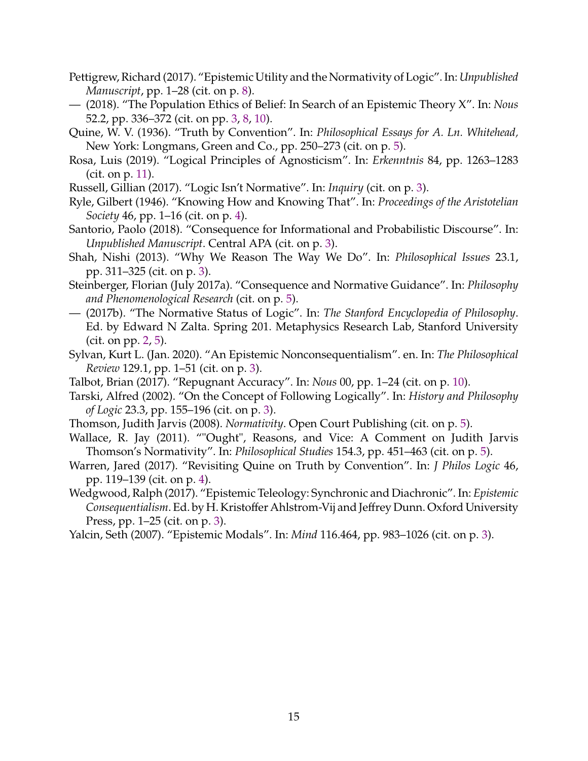Pettigrew, Richard (2017). "Epistemic Utility and the Normativity of Logic". In: *Unpublished Manuscript*, pp. 1–28 (cit. on p. 8).

— (2018). "The Population Ethics of Belief: In Search of an Epistemic Theory X". In: *Nous* 52.2, pp. 336–372 (cit. on pp. 3, 8, 10).

Quine, W. V. (1936). "Truth by Convention". In: *Philosophical Essays for A. Ln. Whitehead,* New York: Longmans, Green and Co., pp. 250–273 (cit. on p. 5).

Rosa, Luis (2019). "Logical Principles of Agnosticism". In: *Erkenntnis* 84, pp. 1263–1283 (cit. on p. 11).

Russell, Gillian (2017). "Logic Isn't Normative". In: *Inquiry* (cit. on p. 3).

Ryle, Gilbert (1946). "Knowing How and Knowing That". In: *Proceedings of the Aristotelian Society* 46, pp. 1–16 (cit. on p. 4).

Santorio, Paolo (2018). "Consequence for Informational and Probabilistic Discourse". In: *Unpublished Manuscript*. Central APA (cit. on p. 3).

Shah, Nishi (2013). "Why We Reason The Way We Do". In: *Philosophical Issues* 23.1, pp. 311–325 (cit. on p. 3).

Steinberger, Florian (July 2017a). "Consequence and Normative Guidance". In: *Philosophy and Phenomenological Research* (cit. on p. 5).

— (2017b). "The Normative Status of Logic". In: *The Stanford Encyclopedia of Philosophy*. Ed. by Edward N Zalta. Spring 201. Metaphysics Research Lab, Stanford University (cit. on pp. 2, 5).

Sylvan, Kurt L. (Jan. 2020). "An Epistemic Nonconsequentialism". en. In: *The Philosophical Review* 129.1, pp. 1–51 (cit. on p. 3).

Talbot, Brian (2017). "Repugnant Accuracy". In: *Nous* 00, pp. 1–24 (cit. on p. 10).

Tarski, Alfred (2002). "On the Concept of Following Logically". In: *History and Philosophy of Logic* 23.3, pp. 155–196 (cit. on p. 3).

Thomson, Judith Jarvis (2008). *Normativity*. Open Court Publishing (cit. on p. 5).

Wallace, R. Jay (2011). ""Ought", Reasons, and Vice: A Comment on Judith Jarvis Thomson's Normativity". In: *Philosophical Studies* 154.3, pp. 451–463 (cit. on p. 5).

Warren, Jared (2017). "Revisiting Quine on Truth by Convention". In: *J Philos Logic* 46, pp. 119–139 (cit. on p. 4).

Wedgwood, Ralph (2017). "Epistemic Teleology: Synchronic and Diachronic". In: *Epistemic Consequentialism*. Ed. by H. Kristoffer Ahlstrom-Vij and Jeffrey Dunn. Oxford University Press, pp. 1–25 (cit. on p. 3).

Yalcin, Seth (2007). "Epistemic Modals". In: *Mind* 116.464, pp. 983–1026 (cit. on p. 3).